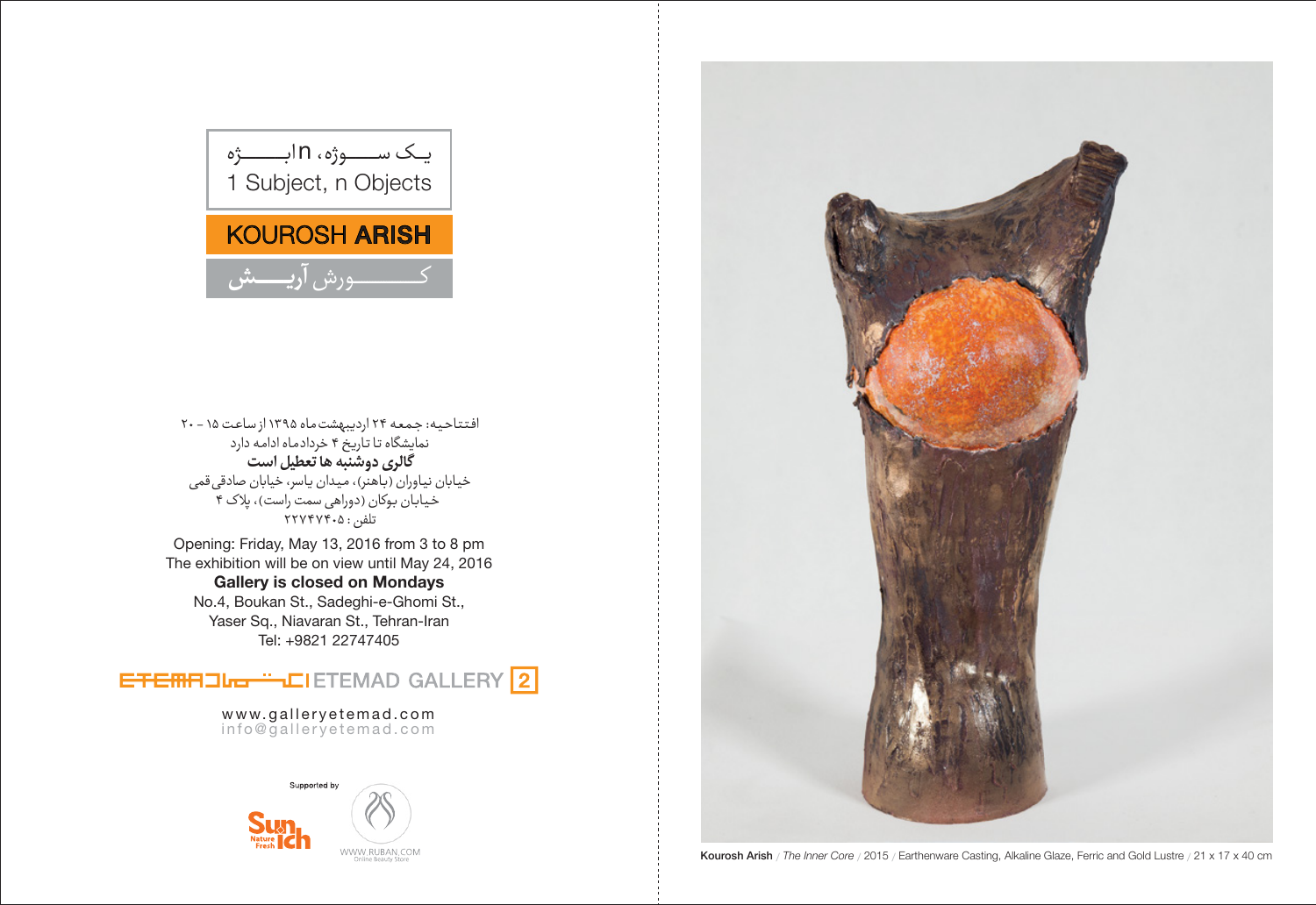یـک ســــــوژه، nابــــــژه

1 Subject, n Objects

**KOUROSH ARISH**

کـــــــــورش آریـــــش

افتتاحیه: جمعه ۲۴ اردیبهشت ماه ۱۳۹۵ از ساعت ۱۵ - ۲۰
نمایشگاه تا تاریخ ۴ خردادماه ادامه دارد
**گالری دوشنبه ها تعطیل است**
خیابان نیاوران (باهنر)، میدان یاسر، خیابان صادقی قمی
خیابان بوکان (دوراهی سمت راست)، پلاک ۴
تلفن: ۲۲۷۴۷۴۰۵

Opening: Friday, May 13, 2016 from 3 to 8 pm
The exhibition will be on view until May 24, 2016
**Gallery is closed on Mondays**
No.4, Boukan St., Sadeghi-e-Ghomi St.,
Yaser Sq., Niavaran St., Tehran-Iran
Tel: +9821 22747405

ETEMAD GALLERY 2

www.galleryetemad.com
info@galleryetemad.com

Supported by

Sunich Nature Fresh

WWW.RUBAN.COM Online Beauty Store

**Kourosh Arish** / *The Inner Core* / 2015 / Earthenware Casting, Alkaline Glaze, Ferric and Gold Lustre / 21 x 17 x 40 cm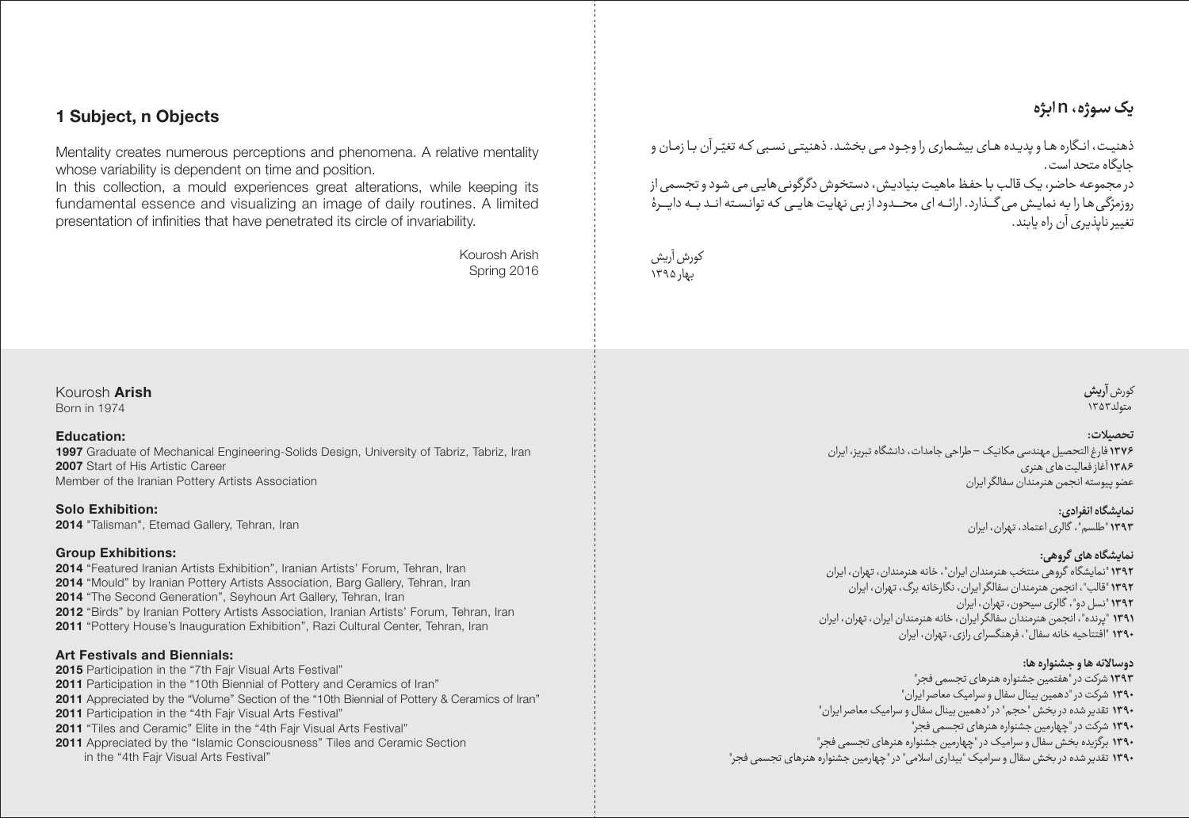## 1 Subject, n Objects

Mentality creates numerous perceptions and phenomena. A relative mentality whose variability is dependent on time and position.
In this collection, a mould experiences great alterations, while keeping its fundamental essence and visualizing an image of daily routines. A limited presentation of infinities that have penetrated its circle of invariability.

Kourosh Arish
Spring 2016

## یک سوژه، n ابژه

ذهنیت، انگاره ها و پدیده های بیشماری را وجود می بخشد. ذهنیتی نسبی که تغیّر آن با زمان و جایگاه متحد است.
در مجموعه حاضر، یک قالب با حفظ ماهیت بنیادیش، دستخوش دگرگونی هایی می شود و تجسمی از روزمرّگی ها را به نمایش می گذارد. ارائه ای محدود از بی نهایت هایی که توانسته اند به دایرهٔ تغییر ناپذیری آن راه یابند.

کورش آریش
بهار ۱۳۹۵

Kourosh **Arish**
Born in 1974

**Education:**
**1997** Graduate of Mechanical Engineering-Solids Design, University of Tabriz, Tabriz, Iran
**2007** Start of His Artistic Career
Member of the Iranian Pottery Artists Association

**Solo Exhibition:**
**2014** "Talisman", Etemad Gallery, Tehran, Iran

**Group Exhibitions:**
**2014** "Featured Iranian Artists Exhibition", Iranian Artists' Forum, Tehran, Iran
**2014** "Mould" by Iranian Pottery Artists Association, Barg Gallery, Tehran, Iran
**2014** "The Second Generation", Seyhoun Art Gallery, Tehran, Iran
**2012** "Birds" by Iranian Pottery Artists Association, Iranian Artists' Forum, Tehran, Iran
**2011** "Pottery House's Inauguration Exhibition", Razi Cultural Center, Tehran, Iran

**Art Festivals and Biennials:**
**2015** Participation in the "7th Fajr Visual Arts Festival"
**2011** Participation in the "10th Biennial of Pottery and Ceramics of Iran"
**2011** Appreciated by the "Volume" Section of the "10th Biennial of Pottery & Ceramics of Iran"
**2011** Participation in the "4th Fajr Visual Arts Festival"
**2011** "Tiles and Ceramic" Elite in the "4th Fajr Visual Arts Festival"
**2011** Appreciated by the "Islamic Consciousness" Tiles and Ceramic Section in the "4th Fajr Visual Arts Festival"

کورش **آریش**
متولد۱۳۵۳

**تحصیلات:**
**۱۳۷۶** فارغ التحصیل مهندسی مکانیک – طراحی جامدات، دانشگاه تبریز، ایران
**۱۳۸۶** آغاز فعالیت های هنری
عضو پیوسته انجمن هنرمندان سفالگر ایران

**نمایشگاه انفرادی:**
**۱۳۹۳** "طلسم"، گالری اعتماد، تهران، ایران

**نمایشگاه های گروهی:**
**۱۳۹۲** "نمایشگاه گروهی منتخب هنرمندان ایران"، خانه هنرمندان، تهران، ایران
**۱۳۹۲** "قالب"، انجمن هنرمندان سفالگر ایران، نگارخانه برگ، تهران، ایران
**۱۳۹۲** "نسل دو"، گالری سیحون، تهران، ایران
**۱۳۹۱** "پرنده"، انجمن هنرمندان سفالگر ایران، خانه هنرمندان ایران، تهران، ایران
**۱۳۹۰** "افتتاحیه خانه سفال"، فرهنگسرای رازی، تهران، ایران

**دوسالانه ها و جشنواره ها:**
**۱۳۹۳** شرکت در "هفتمین جشنواره هنرهای تجسمی فجر"
**۱۳۹۰** شرکت در "دهمین بینال سفال و سرامیک معاصر ایران"
**۱۳۹۰** تقدیر شده در بخش "حجم" در "دهمین بینال سفال و سرامیک معاصر ایران"
**۱۳۹۰** شرکت در "چهارمین جشنواره هنرهای تجسمی فجر"
**۱۳۹۰** برگزیده بخش سفال و سرامیک در "چهارمین جشنواره هنرهای تجسمی فجر"
**۱۳۹۰** تقدیر شده در بخش سفال و سرامیک "بیداری اسلامی" در "چهارمین جشنواره هنرهای تجسمی فجر"